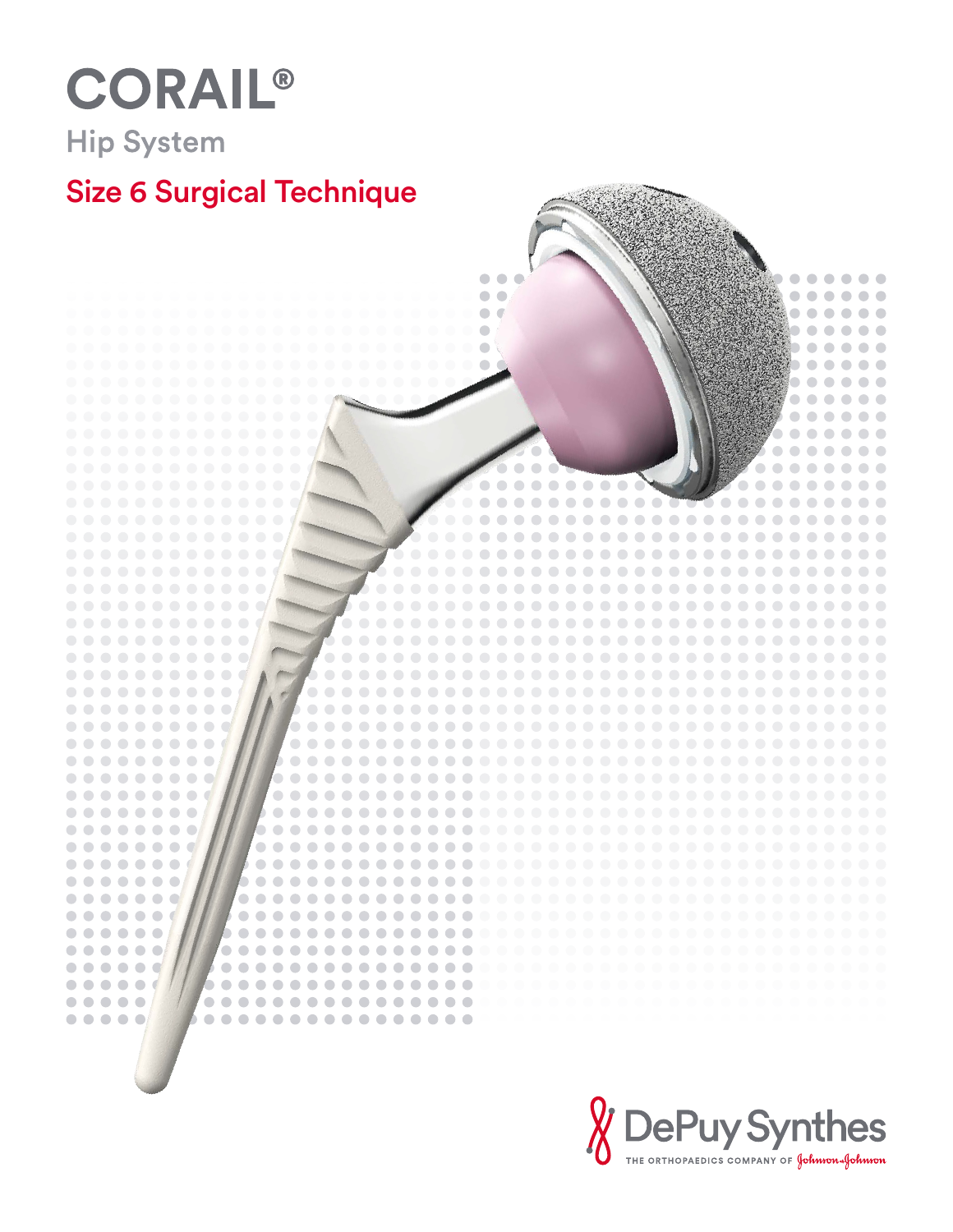# CORAIL®

## Hip System

## Size 6 Surgical Technique

DePuy Synthes

THE ORTHOPAEDICS COMPANY OF Johnson & Johnson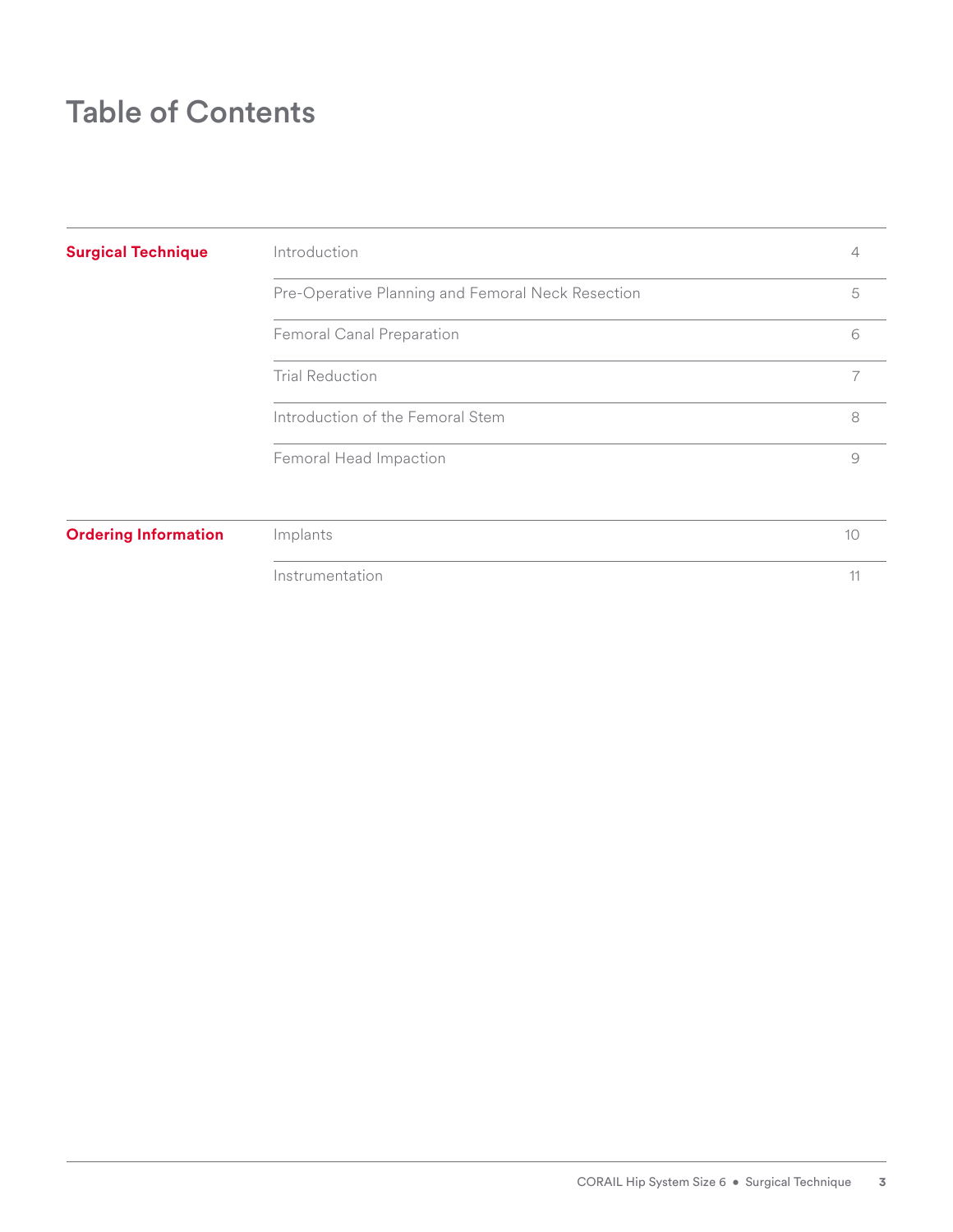# Table of Contents

| | | |
|---|---|---|
| **Surgical Technique** | Introduction | 4 |
| | Pre-Operative Planning and Femoral Neck Resection | 5 |
| | Femoral Canal Preparation | 6 |
| | Trial Reduction | 7 |
| | Introduction of the Femoral Stem | 8 |
| | Femoral Head Impaction | 9 |
| **Ordering Information** | Implants | 10 |
| | Instrumentation | 11 |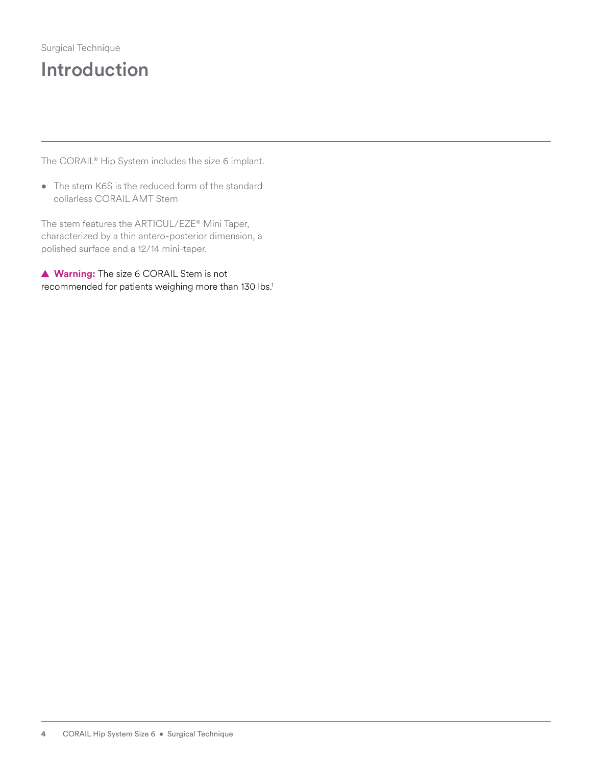Surgical Technique

# Introduction

The CORAIL® Hip System includes the size 6 implant.

- The stem K6S is the reduced form of the standard collarless CORAIL AMT Stem

The stem features the ARTICUL/EZE® Mini Taper, characterized by a thin antero-posterior dimension, a polished surface and a 12/14 mini-taper.

▲ **Warning:** The size 6 CORAIL Stem is not recommended for patients weighing more than 130 lbs.[1]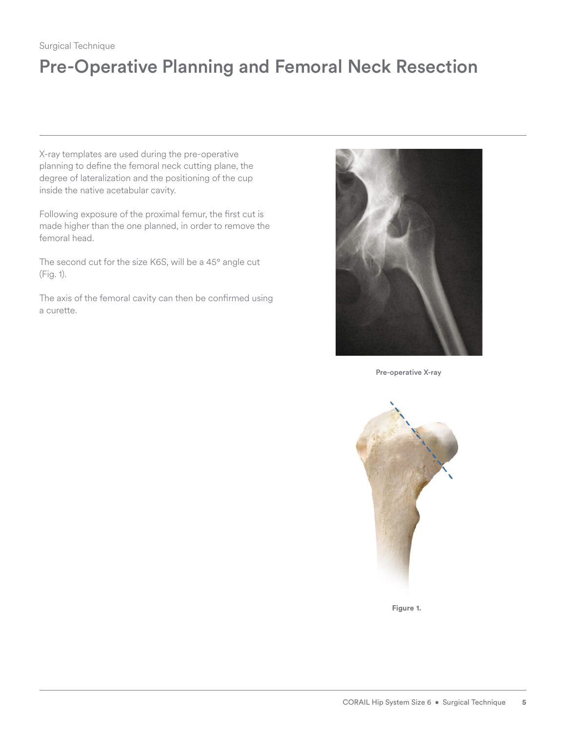Surgical Technique

# Pre-Operative Planning and Femoral Neck Resection

X-ray templates are used during the pre-operative planning to define the femoral neck cutting plane, the degree of lateralization and the positioning of the cup inside the native acetabular cavity.

Following exposure of the proximal femur, the first cut is made higher than the one planned, in order to remove the femoral head.

The second cut for the size K6S, will be a 45° angle cut (Fig. 1).

The axis of the femoral cavity can then be confirmed using a curette.

**Pre-operative X-ray**

**Figure 1.**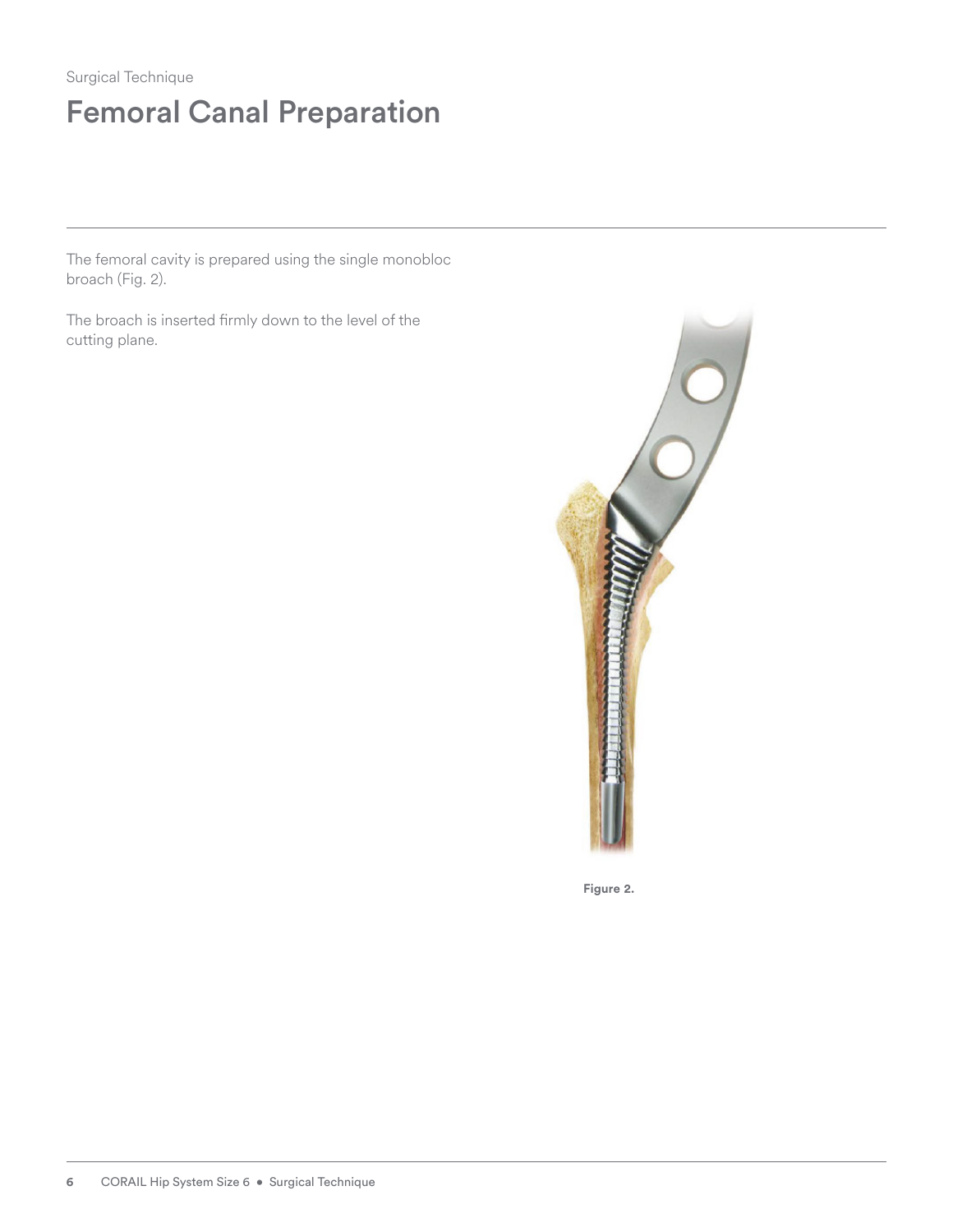Surgical Technique

# Femoral Canal Preparation

The femoral cavity is prepared using the single monobloc broach (Fig. 2).

The broach is inserted firmly down to the level of the cutting plane.

**Figure 2.**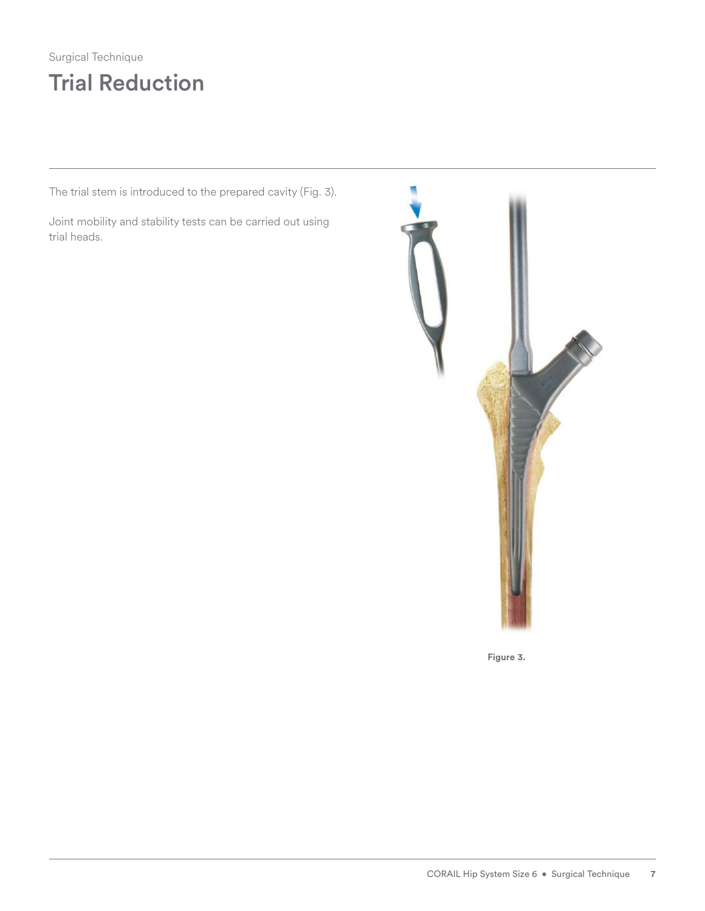Surgical Technique

# Trial Reduction

The trial stem is introduced to the prepared cavity (Fig. 3).

Joint mobility and stability tests can be carried out using trial heads.

**Figure 3.**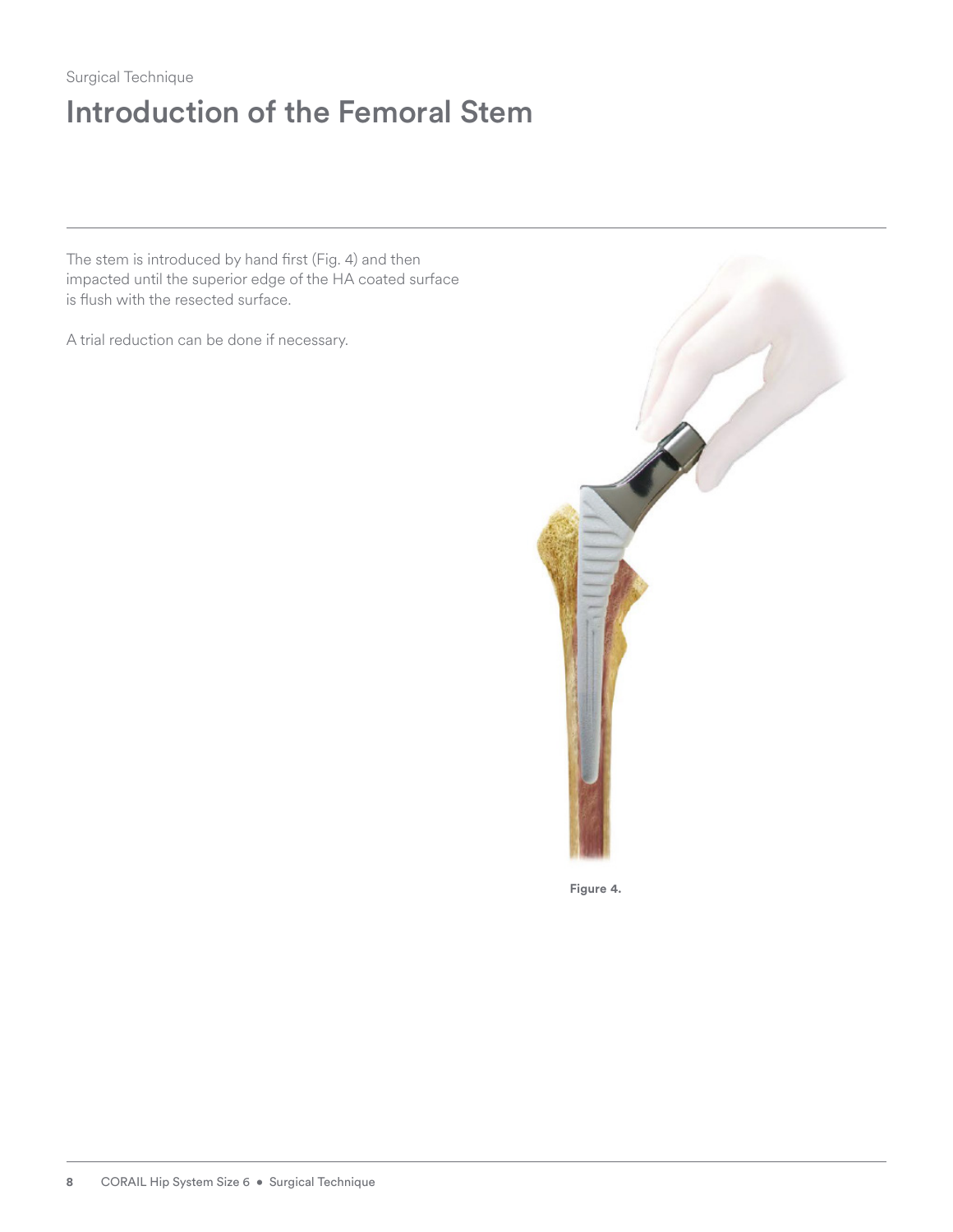Surgical Technique

# Introduction of the Femoral Stem

The stem is introduced by hand first (Fig. 4) and then impacted until the superior edge of the HA coated surface is flush with the resected surface.

A trial reduction can be done if necessary.

**Figure 4.**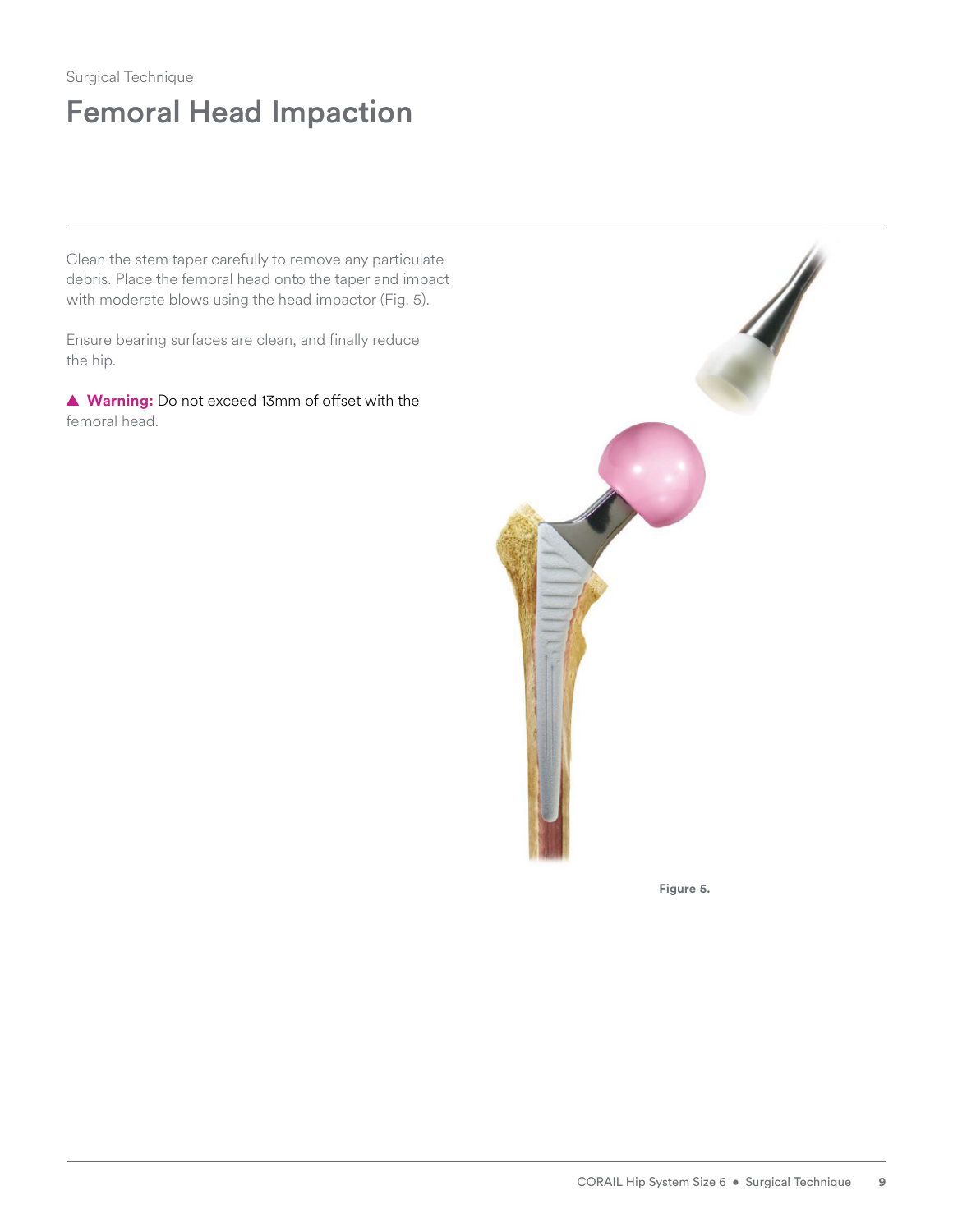Surgical Technique

# Femoral Head Impaction

Clean the stem taper carefully to remove any particulate debris. Place the femoral head onto the taper and impact with moderate blows using the head impactor (Fig. 5).

Ensure bearing surfaces are clean, and finally reduce the hip.

▲ **Warning:** Do not exceed 13mm of offset with the femoral head.

**Figure 5.**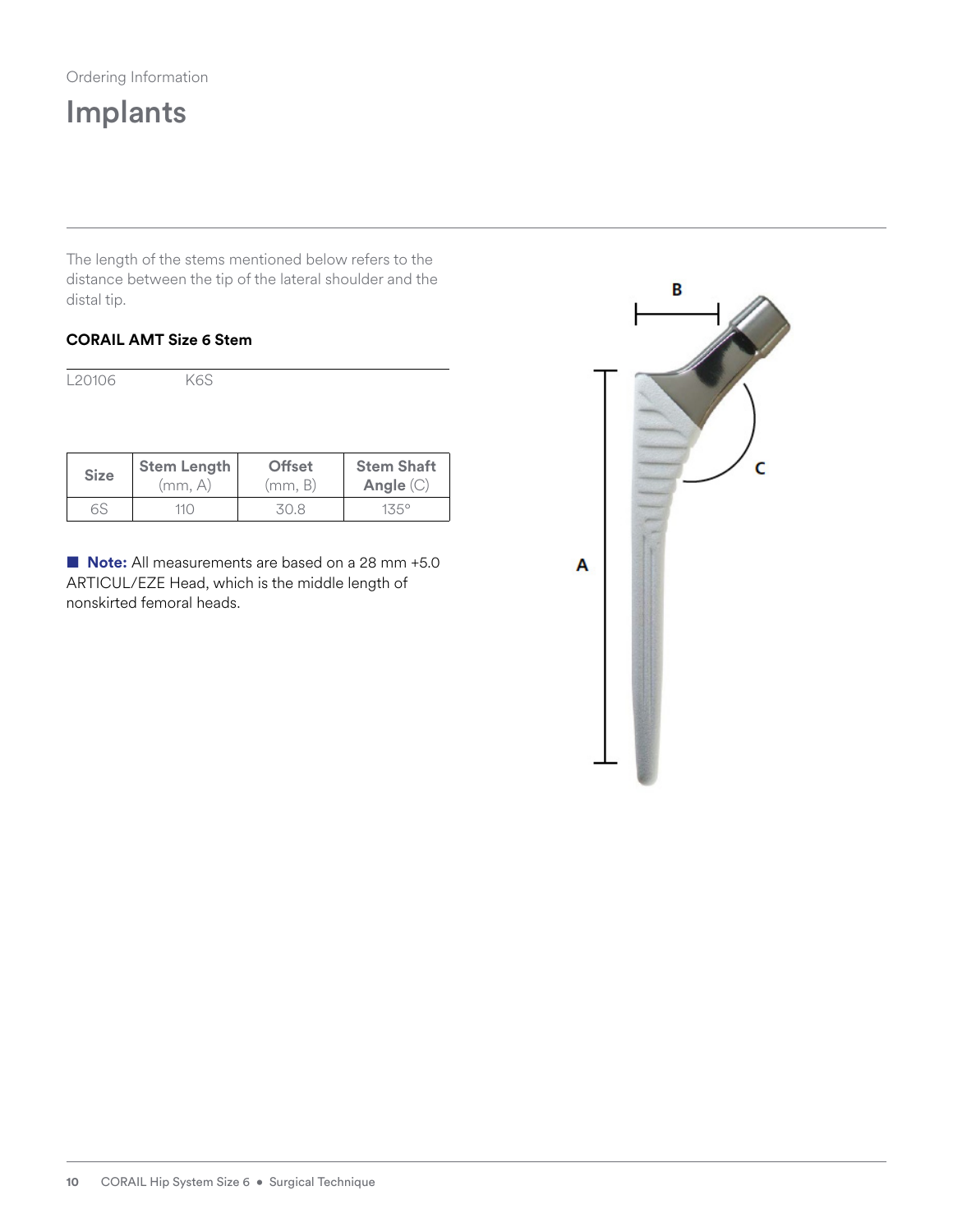Ordering Information

# Implants

The length of the stems mentioned below refers to the distance between the tip of the lateral shoulder and the distal tip.

**CORAIL AMT Size 6 Stem**

| | |
|---|---|
| L20106 | K6S |

| Size | Stem Length (mm, A) | Offset (mm, B) | Stem Shaft Angle (C) |
|---|---|---|---|
| 6S | 110 | 30.8 | 135° |

■ **Note:** All measurements are based on a 28 mm +5.0 ARTICUL/EZE Head, which is the middle length of nonskirted femoral heads.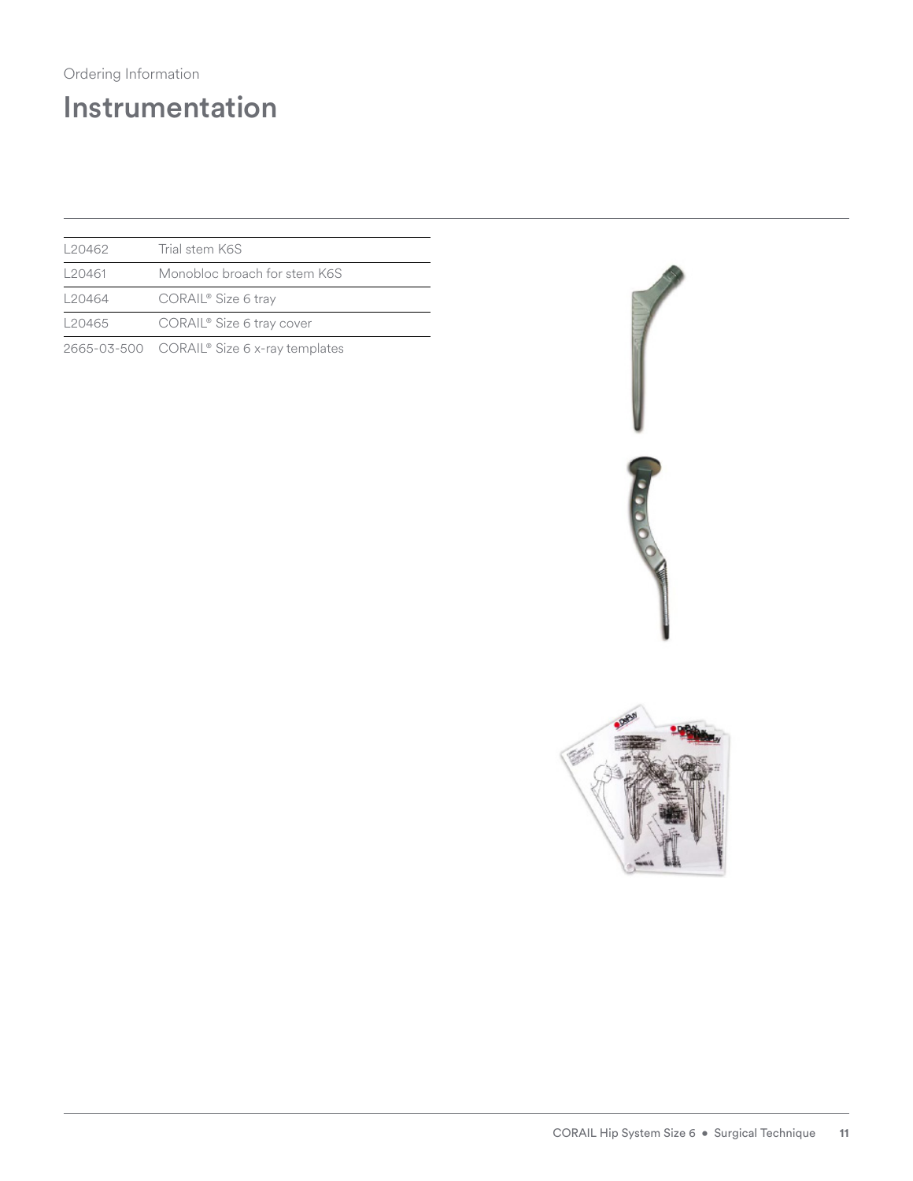Ordering Information

# Instrumentation

| | |
|---|---|
| L20462 | Trial stem K6S |
| L20461 | Monobloc broach for stem K6S |
| L20464 | CORAIL® Size 6 tray |
| L20465 | CORAIL® Size 6 tray cover |
| 2665-03-500 | CORAIL® Size 6 x-ray templates |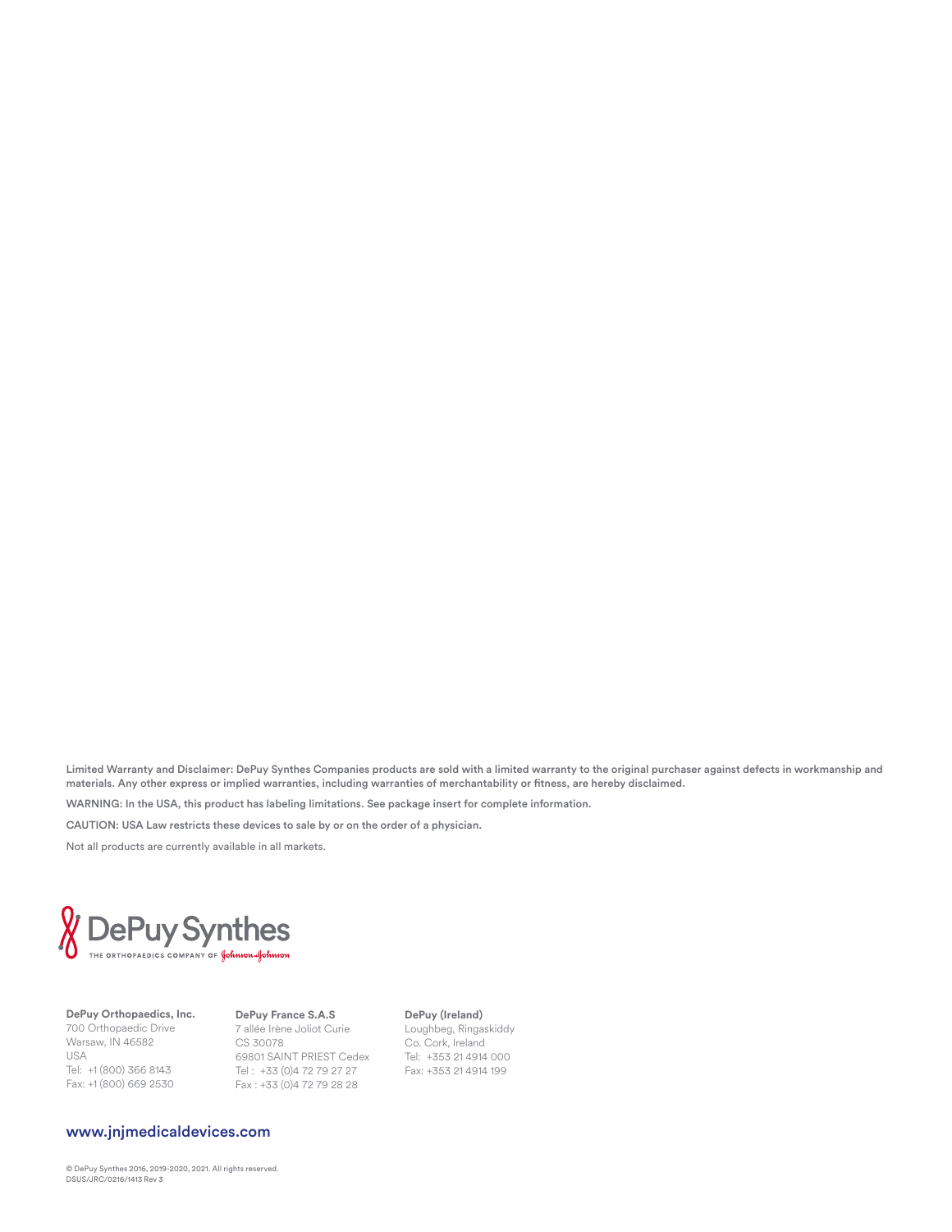Limited Warranty and Disclaimer: DePuy Synthes Companies products are sold with a limited warranty to the original purchaser against defects in workmanship and materials. Any other express or implied warranties, including warranties of merchantability or fitness, are hereby disclaimed.

WARNING: In the USA, this product has labeling limitations. See package insert for complete information.

CAUTION: USA Law restricts these devices to sale by or on the order of a physician.

Not all products are currently available in all markets.

DePuy Synthes
THE ORTHOPAEDICS COMPANY OF Johnson & Johnson

**DePuy Orthopaedics, Inc.**
700 Orthopaedic Drive
Warsaw, IN 46582
USA
Tel: +1 (800) 366 8143
Fax: +1 (800) 669 2530

**DePuy France S.A.S**
7 allée Irène Joliot Curie
CS 30078
69801 SAINT PRIEST Cedex
Tel : +33 (0)4 72 79 27 27
Fax : +33 (0)4 72 79 28 28

**DePuy (Ireland)**
Loughbeg, Ringaskiddy
Co. Cork, Ireland
Tel: +353 21 4914 000
Fax: +353 21 4914 199

www.jnjmedicaldevices.com

© DePuy Synthes 2016, 2019-2020, 2021. All rights reserved.
DSUS/JRC/0216/1413 Rev 3